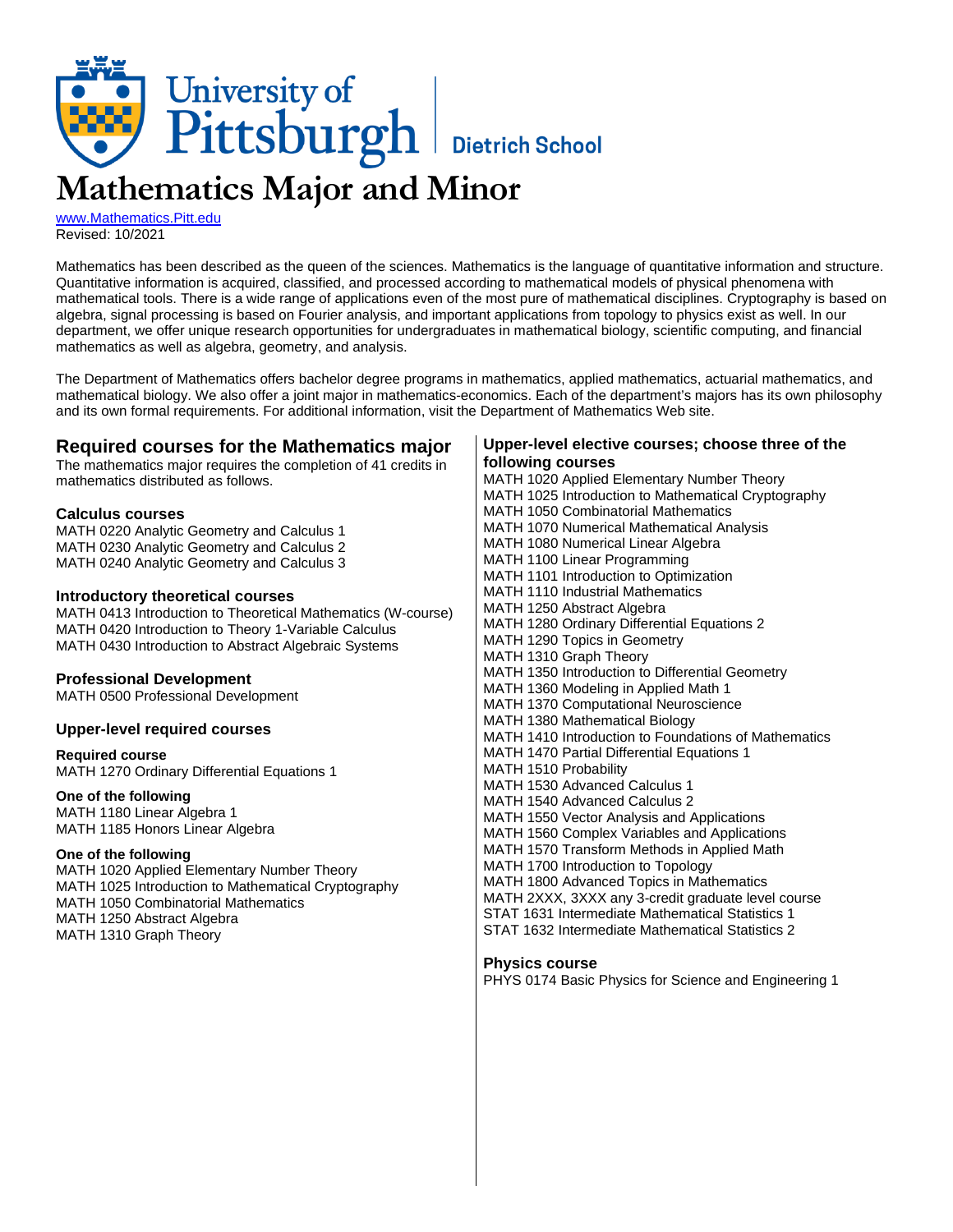University of Pittsburgh | Dietrich School

# Mathematics Major and Minor

www.Mathematics.Pitt.edu
Revised: 10/2021

Mathematics has been described as the queen of the sciences. Mathematics is the language of quantitative information and structure. Quantitative information is acquired, classified, and processed according to mathematical models of physical phenomena with mathematical tools. There is a wide range of applications even of the most pure of mathematical disciplines. Cryptography is based on algebra, signal processing is based on Fourier analysis, and important applications from topology to physics exist as well. In our department, we offer unique research opportunities for undergraduates in mathematical biology, scientific computing, and financial mathematics as well as algebra, geometry, and analysis.

The Department of Mathematics offers bachelor degree programs in mathematics, applied mathematics, actuarial mathematics, and mathematical biology. We also offer a joint major in mathematics-economics. Each of the department's majors has its own philosophy and its own formal requirements. For additional information, visit the Department of Mathematics Web site.

## Required courses for the Mathematics major

The mathematics major requires the completion of 41 credits in mathematics distributed as follows.

### Calculus courses

MATH 0220 Analytic Geometry and Calculus 1
MATH 0230 Analytic Geometry and Calculus 2
MATH 0240 Analytic Geometry and Calculus 3

### Introductory theoretical courses

MATH 0413 Introduction to Theoretical Mathematics (W-course)
MATH 0420 Introduction to Theory 1-Variable Calculus
MATH 0430 Introduction to Abstract Algebraic Systems

### Professional Development

MATH 0500 Professional Development

### Upper-level required courses

**Required course**
MATH 1270 Ordinary Differential Equations 1

**One of the following**
MATH 1180 Linear Algebra 1
MATH 1185 Honors Linear Algebra

**One of the following**
MATH 1020 Applied Elementary Number Theory
MATH 1025 Introduction to Mathematical Cryptography
MATH 1050 Combinatorial Mathematics
MATH 1250 Abstract Algebra
MATH 1310 Graph Theory

### Upper-level elective courses; choose three of the following courses

MATH 1020 Applied Elementary Number Theory
MATH 1025 Introduction to Mathematical Cryptography
MATH 1050 Combinatorial Mathematics
MATH 1070 Numerical Mathematical Analysis
MATH 1080 Numerical Linear Algebra
MATH 1100 Linear Programming
MATH 1101 Introduction to Optimization
MATH 1110 Industrial Mathematics
MATH 1250 Abstract Algebra
MATH 1280 Ordinary Differential Equations 2
MATH 1290 Topics in Geometry
MATH 1310 Graph Theory
MATH 1350 Introduction to Differential Geometry
MATH 1360 Modeling in Applied Math 1
MATH 1370 Computational Neuroscience
MATH 1380 Mathematical Biology
MATH 1410 Introduction to Foundations of Mathematics
MATH 1470 Partial Differential Equations 1
MATH 1510 Probability
MATH 1530 Advanced Calculus 1
MATH 1540 Advanced Calculus 2
MATH 1550 Vector Analysis and Applications
MATH 1560 Complex Variables and Applications
MATH 1570 Transform Methods in Applied Math
MATH 1700 Introduction to Topology
MATH 1800 Advanced Topics in Mathematics
MATH 2XXX, 3XXX any 3-credit graduate level course
STAT 1631 Intermediate Mathematical Statistics 1
STAT 1632 Intermediate Mathematical Statistics 2

### Physics course

PHYS 0174 Basic Physics for Science and Engineering 1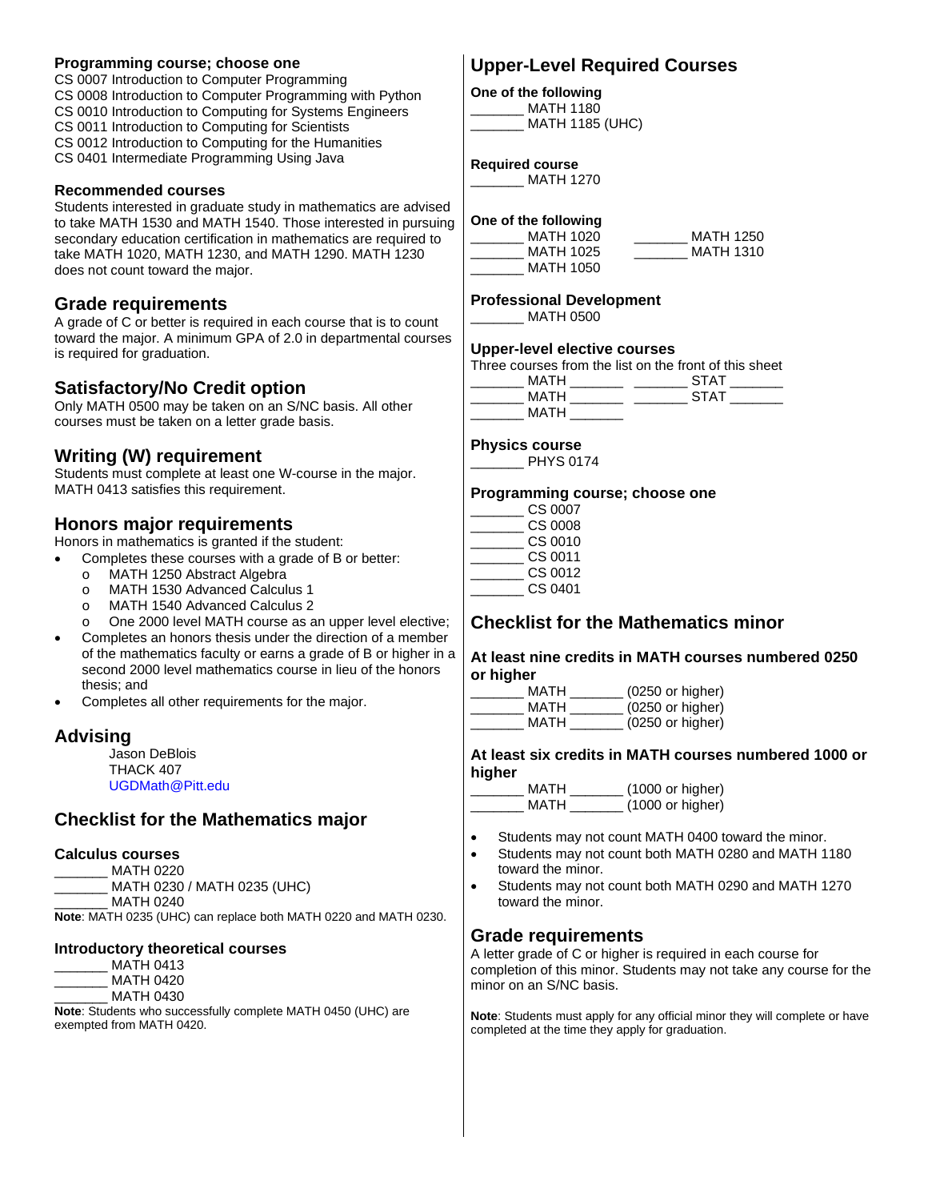### Programming course; choose one

CS 0007 Introduction to Computer Programming
CS 0008 Introduction to Computer Programming with Python
CS 0010 Introduction to Computing for Systems Engineers
CS 0011 Introduction to Computing for Scientists
CS 0012 Introduction to Computing for the Humanities
CS 0401 Intermediate Programming Using Java

### Recommended courses

Students interested in graduate study in mathematics are advised to take MATH 1530 and MATH 1540. Those interested in pursuing secondary education certification in mathematics are required to take MATH 1020, MATH 1230, and MATH 1290. MATH 1230 does not count toward the major.

## Grade requirements

A grade of C or better is required in each course that is to count toward the major. A minimum GPA of 2.0 in departmental courses is required for graduation.

## Satisfactory/No Credit option

Only MATH 0500 may be taken on an S/NC basis. All other courses must be taken on a letter grade basis.

## Writing (W) requirement

Students must complete at least one W-course in the major. MATH 0413 satisfies this requirement.

## Honors major requirements

Honors in mathematics is granted if the student:

- Completes these courses with a grade of B or better:
  - MATH 1250 Abstract Algebra
  - MATH 1530 Advanced Calculus 1
  - MATH 1540 Advanced Calculus 2
  - One 2000 level MATH course as an upper level elective;
- Completes an honors thesis under the direction of a member of the mathematics faculty or earns a grade of B or higher in a second 2000 level mathematics course in lieu of the honors thesis; and
- Completes all other requirements for the major.

## Advising

Jason DeBlois
THACK 407
UGDMath@Pitt.edu

## Checklist for the Mathematics major

### Calculus courses

_______ MATH 0220
_______ MATH 0230 / MATH 0235 (UHC)
_______ MATH 0240

**Note**: MATH 0235 (UHC) can replace both MATH 0220 and MATH 0230.

### Introductory theoretical courses

_______ MATH 0413
_______ MATH 0420
_______ MATH 0430

**Note**: Students who successfully complete MATH 0450 (UHC) are exempted from MATH 0420.

## Upper-Level Required Courses

### One of the following

_______ MATH 1180
_______ MATH 1185 (UHC)

### Required course

_______ MATH 1270

### One of the following

_______ MATH 1020
_______ MATH 1025
_______ MATH 1050
_______ MATH 1250
_______ MATH 1310

### Professional Development

_______ MATH 0500

### Upper-level elective courses

Three courses from the list on the front of this sheet

_______ MATH _______
_______ MATH _______
_______ MATH _______
_______ STAT _______
_______ STAT _______

### Physics course

_______ PHYS 0174

### Programming course; choose one

_______ CS 0007
_______ CS 0008
_______ CS 0010
_______ CS 0011
_______ CS 0012
_______ CS 0401

## Checklist for the Mathematics minor

### At least nine credits in MATH courses numbered 0250 or higher

_______ MATH _______ (0250 or higher)
_______ MATH _______ (0250 or higher)
_______ MATH _______ (0250 or higher)

### At least six credits in MATH courses numbered 1000 or higher

_______ MATH _______ (1000 or higher)
_______ MATH _______ (1000 or higher)

- Students may not count MATH 0400 toward the minor.
- Students may not count both MATH 0280 and MATH 1180 toward the minor.
- Students may not count both MATH 0290 and MATH 1270 toward the minor.

## Grade requirements

A letter grade of C or higher is required in each course for completion of this minor. Students may not take any course for the minor on an S/NC basis.

**Note**: Students must apply for any official minor they will complete or have completed at the time they apply for graduation.